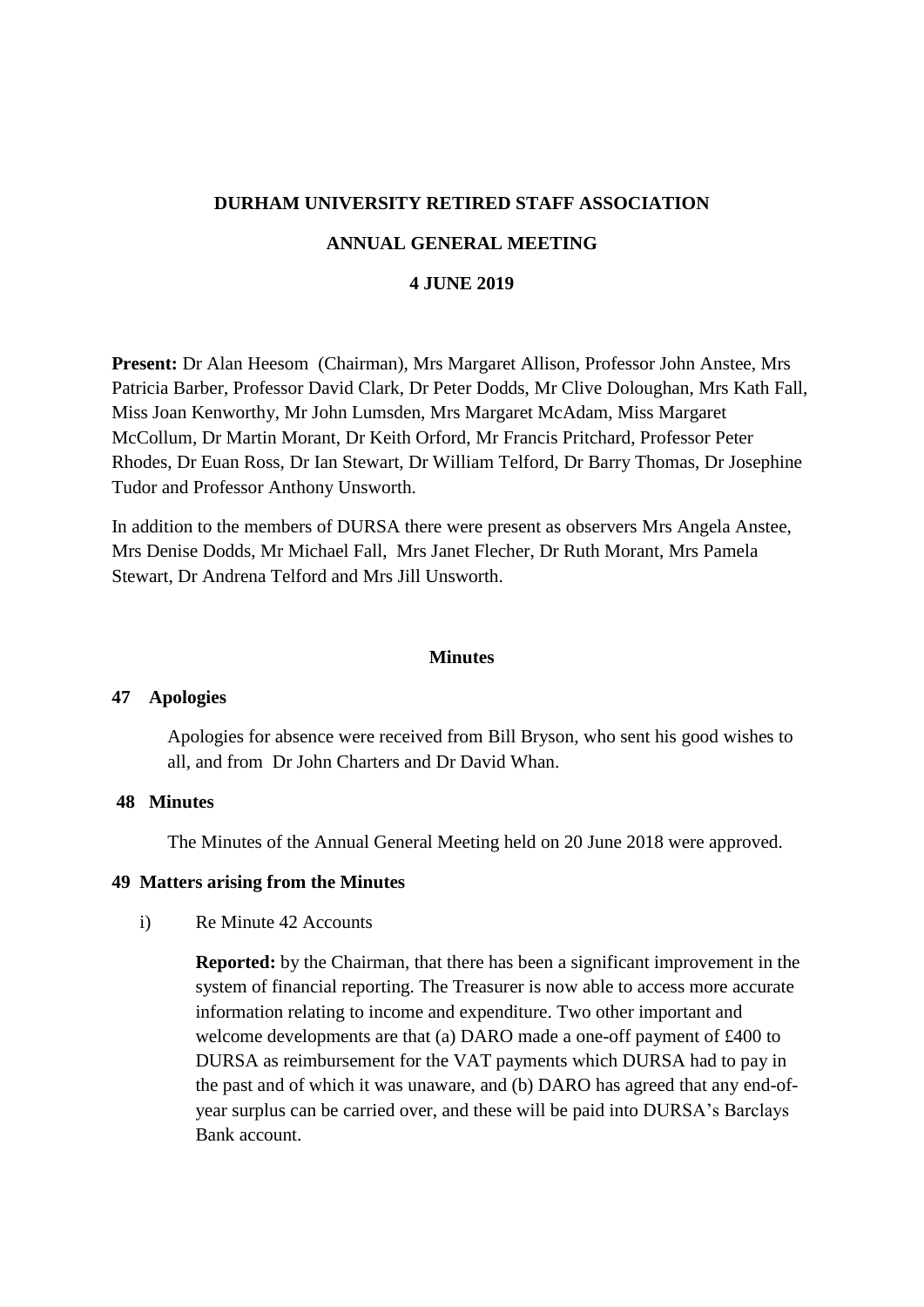**DURHAM UNIVERSITY RETIRED STAFF ASSOCIATION**

**ANNUAL GENERAL MEETING**

**4 JUNE 2019**

**Present:** Dr Alan Heesom (Chairman), Mrs Margaret Allison, Professor John Anstee, Mrs Patricia Barber, Professor David Clark, Dr Peter Dodds, Mr Clive Doloughan, Mrs Kath Fall, Miss Joan Kenworthy, Mr John Lumsden, Mrs Margaret McAdam, Miss Margaret McCollum, Dr Martin Morant, Dr Keith Orford, Mr Francis Pritchard, Professor Peter Rhodes, Dr Euan Ross, Dr Ian Stewart, Dr William Telford, Dr Barry Thomas, Dr Josephine Tudor and Professor Anthony Unsworth.

In addition to the members of DURSA there were present as observers Mrs Angela Anstee, Mrs Denise Dodds, Mr Michael Fall, Mrs Janet Flecher, Dr Ruth Morant, Mrs Pamela Stewart, Dr Andrena Telford and Mrs Jill Unsworth.

**Minutes**

**47 Apologies**

Apologies for absence were received from Bill Bryson, who sent his good wishes to all, and from Dr John Charters and Dr David Whan.

**48 Minutes**

The Minutes of the Annual General Meeting held on 20 June 2018 were approved.

**49 Matters arising from the Minutes**

i) Re Minute 42 Accounts

**Reported:** by the Chairman, that there has been a significant improvement in the system of financial reporting. The Treasurer is now able to access more accurate information relating to income and expenditure. Two other important and welcome developments are that (a) DARO made a one-off payment of £400 to DURSA as reimbursement for the VAT payments which DURSA had to pay in the past and of which it was unaware, and (b) DARO has agreed that any end-of-year surplus can be carried over, and these will be paid into DURSA's Barclays Bank account.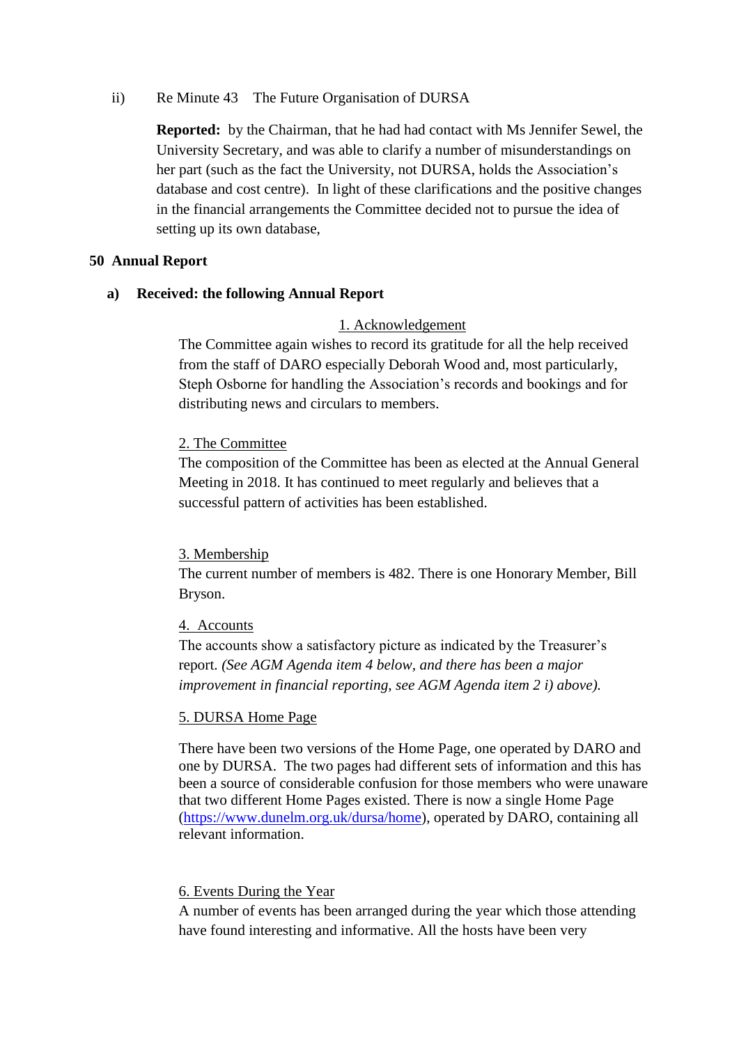ii) Re Minute 43 The Future Organisation of DURSA

**Reported:** by the Chairman, that he had had contact with Ms Jennifer Sewel, the University Secretary, and was able to clarify a number of misunderstandings on her part (such as the fact the University, not DURSA, holds the Association's database and cost centre). In light of these clarifications and the positive changes in the financial arrangements the Committee decided not to pursue the idea of setting up its own database,

**50 Annual Report**

**a) Received: the following Annual Report**

1. Acknowledgement

The Committee again wishes to record its gratitude for all the help received from the staff of DARO especially Deborah Wood and, most particularly, Steph Osborne for handling the Association's records and bookings and for distributing news and circulars to members.

2. The Committee

The composition of the Committee has been as elected at the Annual General Meeting in 2018. It has continued to meet regularly and believes that a successful pattern of activities has been established.

3. Membership

The current number of members is 482. There is one Honorary Member, Bill Bryson.

4. Accounts

The accounts show a satisfactory picture as indicated by the Treasurer's report. *(See AGM Agenda item 4 below, and there has been a major improvement in financial reporting, see AGM Agenda item 2 i) above).*

5. DURSA Home Page

There have been two versions of the Home Page, one operated by DARO and one by DURSA. The two pages had different sets of information and this has been a source of considerable confusion for those members who were unaware that two different Home Pages existed. There is now a single Home Page (https://www.dunelm.org.uk/dursa/home), operated by DARO, containing all relevant information.

6. Events During the Year

A number of events has been arranged during the year which those attending have found interesting and informative. All the hosts have been very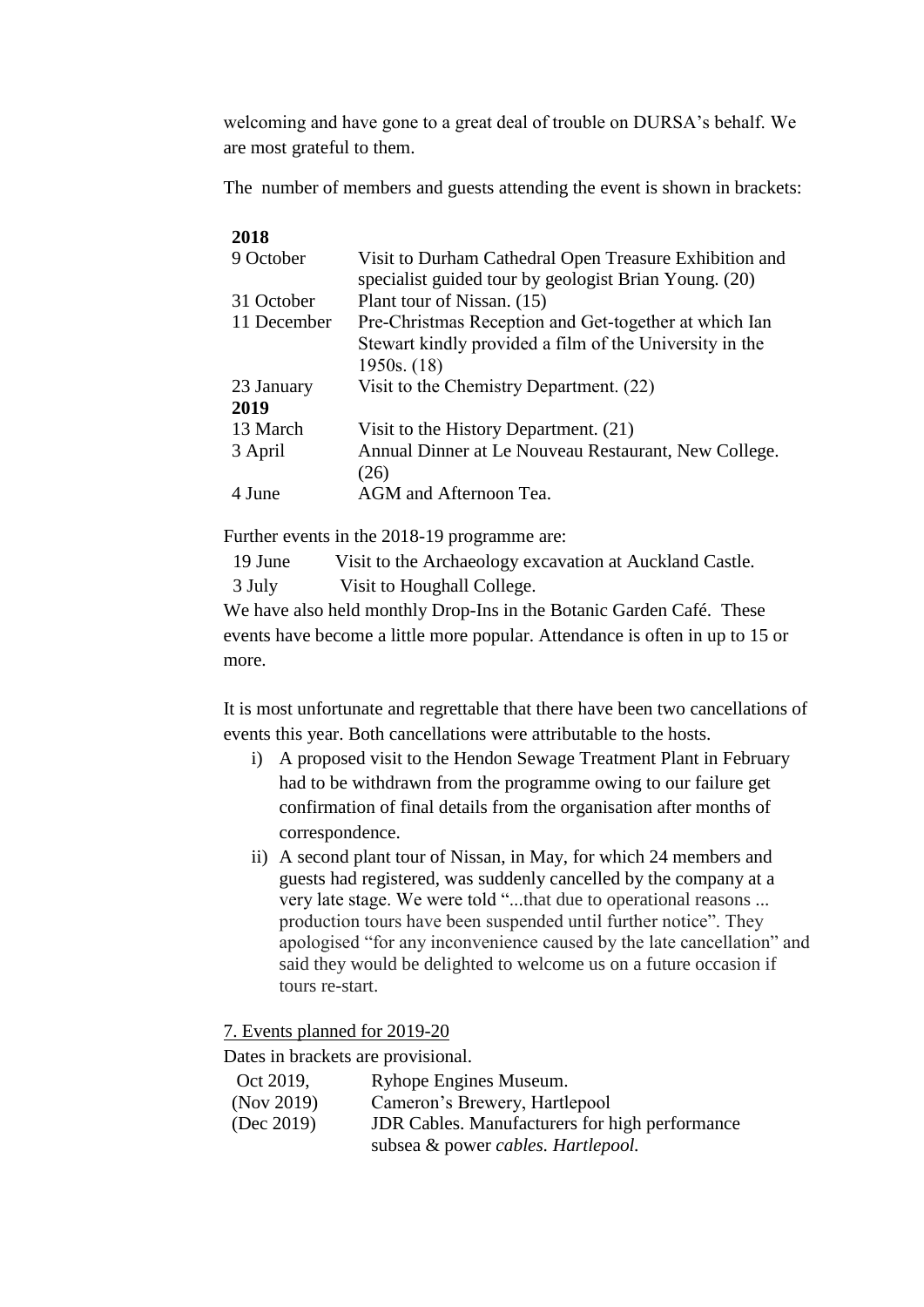welcoming and have gone to a great deal of trouble on DURSA's behalf. We are most grateful to them.

The number of members and guests attending the event is shown in brackets:

| | |
|---|---|
| **2018** | |
| 9 October | Visit to Durham Cathedral Open Treasure Exhibition and specialist guided tour by geologist Brian Young. (20) |
| 31 October | Plant tour of Nissan. (15) |
| 11 December | Pre-Christmas Reception and Get-together at which Ian Stewart kindly provided a film of the University in the 1950s. (18) |
| 23 January | Visit to the Chemistry Department. (22) |
| **2019** | |
| 13 March | Visit to the History Department. (21) |
| 3 April | Annual Dinner at Le Nouveau Restaurant, New College. (26) |
| 4 June | AGM and Afternoon Tea. |

Further events in the 2018-19 programme are:

| | |
|---|---|
| 19 June | Visit to the Archaeology excavation at Auckland Castle. |
| 3 July | Visit to Houghall College. |

We have also held monthly Drop-Ins in the Botanic Garden Café. These events have become a little more popular. Attendance is often in up to 15 or more.

It is most unfortunate and regrettable that there have been two cancellations of events this year. Both cancellations were attributable to the hosts.

i) A proposed visit to the Hendon Sewage Treatment Plant in February had to be withdrawn from the programme owing to our failure get confirmation of final details from the organisation after months of correspondence.

ii) A second plant tour of Nissan, in May, for which 24 members and guests had registered, was suddenly cancelled by the company at a very late stage. We were told "...that due to operational reasons ... production tours have been suspended until further notice". They apologised "for any inconvenience caused by the late cancellation" and said they would be delighted to welcome us on a future occasion if tours re-start.

## 7. Events planned for 2019-20

Dates in brackets are provisional.

| | |
|---|---|
| Oct 2019, | Ryhope Engines Museum. |
| (Nov 2019) | Cameron's Brewery, Hartlepool |
| (Dec 2019) | JDR Cables. Manufacturers for high performance subsea & power *cables. Hartlepool.* |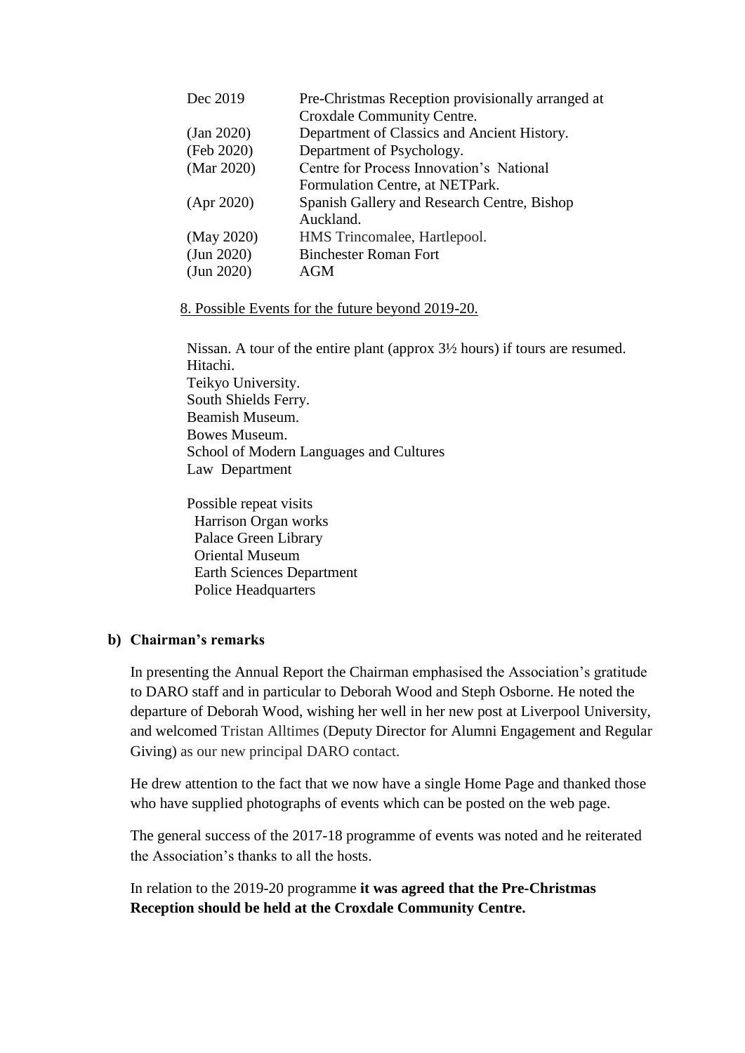| | |
|---|---|
| Dec 2019 | Pre-Christmas Reception provisionally arranged at Croxdale Community Centre. |
| (Jan 2020) | Department of Classics and Ancient History. |
| (Feb 2020) | Department of Psychology. |
| (Mar 2020) | Centre for Process Innovation's National Formulation Centre, at NETPark. |
| (Apr 2020) | Spanish Gallery and Research Centre, Bishop Auckland. |
| (May 2020) | HMS Trincomalee, Hartlepool. |
| (Jun 2020) | Binchester Roman Fort |
| (Jun 2020) | AGM |

8. Possible Events for the future beyond 2019-20.

Nissan. A tour of the entire plant (approx 3½ hours) if tours are resumed.
Hitachi.
Teikyo University.
South Shields Ferry.
Beamish Museum.
Bowes Museum.
School of Modern Languages and Cultures
Law Department

Possible repeat visits
- Harrison Organ works
- Palace Green Library
- Oriental Museum
- Earth Sciences Department
- Police Headquarters

**b) Chairman's remarks**

In presenting the Annual Report the Chairman emphasised the Association's gratitude to DARO staff and in particular to Deborah Wood and Steph Osborne. He noted the departure of Deborah Wood, wishing her well in her new post at Liverpool University, and welcomed Tristan Alltimes (Deputy Director for Alumni Engagement and Regular Giving) as our new principal DARO contact.

He drew attention to the fact that we now have a single Home Page and thanked those who have supplied photographs of events which can be posted on the web page.

The general success of the 2017-18 programme of events was noted and he reiterated the Association's thanks to all the hosts.

In relation to the 2019-20 programme **it was agreed that the Pre-Christmas Reception should be held at the Croxdale Community Centre.**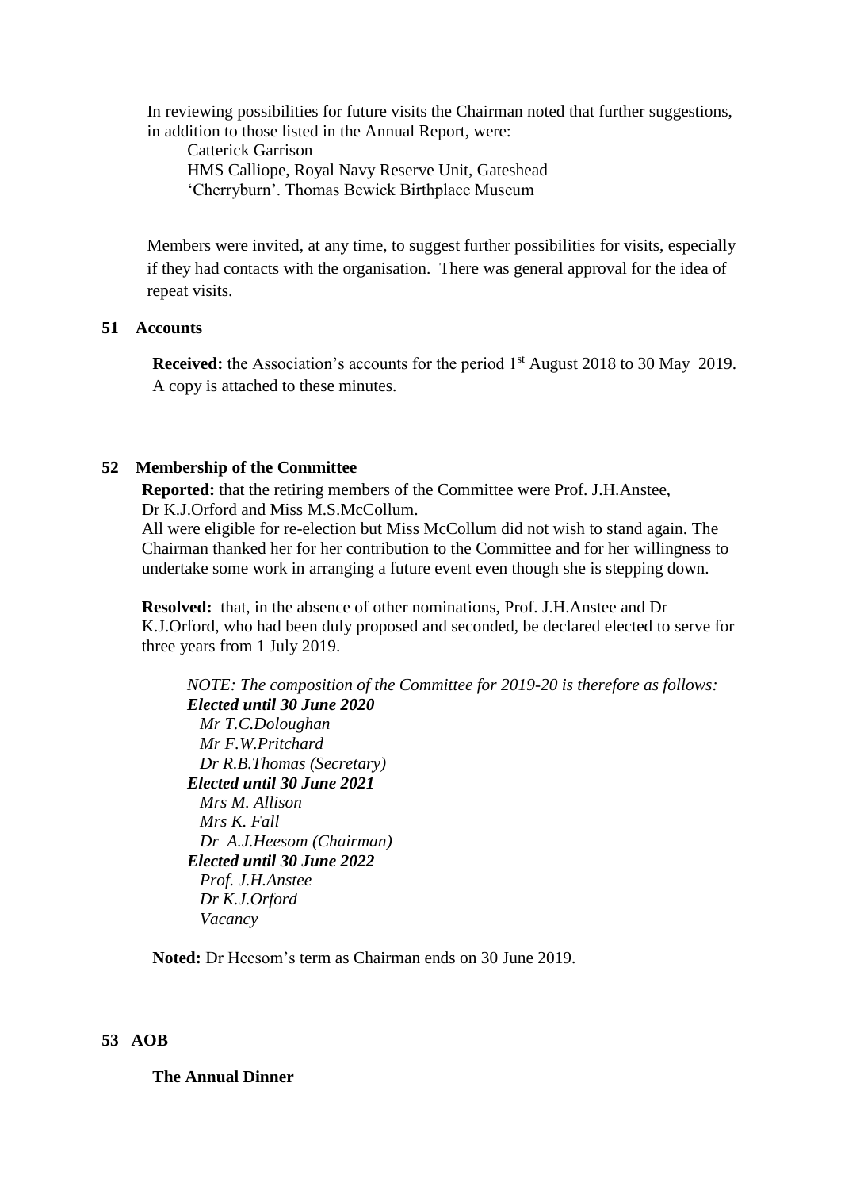In reviewing possibilities for future visits the Chairman noted that further suggestions, in addition to those listed in the Annual Report, were:

Catterick Garrison
HMS Calliope, Royal Navy Reserve Unit, Gateshead
'Cherryburn'. Thomas Bewick Birthplace Museum

Members were invited, at any time, to suggest further possibilities for visits, especially if they had contacts with the organisation. There was general approval for the idea of repeat visits.

## 51 Accounts

**Received:** the Association's accounts for the period 1st August 2018 to 30 May 2019. A copy is attached to these minutes.

## 52 Membership of the Committee

**Reported:** that the retiring members of the Committee were Prof. J.H.Anstee, Dr K.J.Orford and Miss M.S.McCollum.
All were eligible for re-election but Miss McCollum did not wish to stand again. The Chairman thanked her for her contribution to the Committee and for her willingness to undertake some work in arranging a future event even though she is stepping down.

**Resolved:** that, in the absence of other nominations, Prof. J.H.Anstee and Dr K.J.Orford, who had been duly proposed and seconded, be declared elected to serve for three years from 1 July 2019.

*NOTE: The composition of the Committee for 2019-20 is therefore as follows:*
***Elected until 30 June 2020***
*Mr T.C.Doloughan*
*Mr F.W.Pritchard*
*Dr R.B.Thomas (Secretary)*
***Elected until 30 June 2021***
*Mrs M. Allison*
*Mrs K. Fall*
*Dr A.J.Heesom (Chairman)*
***Elected until 30 June 2022***
*Prof. J.H.Anstee*
*Dr K.J.Orford*
*Vacancy*

**Noted:** Dr Heesom's term as Chairman ends on 30 June 2019.

## 53 AOB

**The Annual Dinner**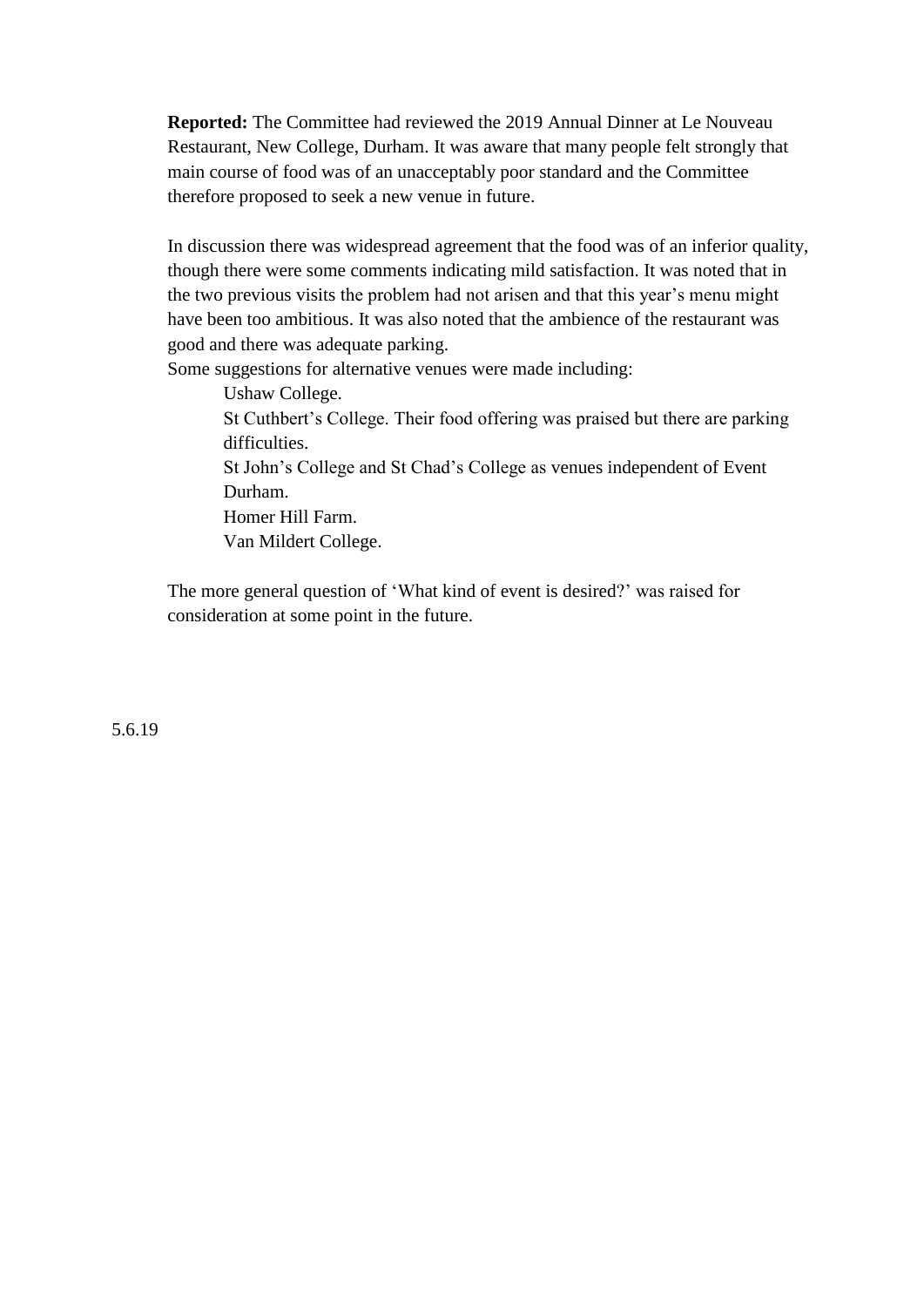**Reported:** The Committee had reviewed the 2019 Annual Dinner at Le Nouveau Restaurant, New College, Durham. It was aware that many people felt strongly that main course of food was of an unacceptably poor standard and the Committee therefore proposed to seek a new venue in future.

In discussion there was widespread agreement that the food was of an inferior quality, though there were some comments indicating mild satisfaction. It was noted that in the two previous visits the problem had not arisen and that this year's menu might have been too ambitious. It was also noted that the ambience of the restaurant was good and there was adequate parking.

Some suggestions for alternative venues were made including:

- Ushaw College.
- St Cuthbert's College. Their food offering was praised but there are parking difficulties.
- St John's College and St Chad's College as venues independent of Event Durham.
- Homer Hill Farm.
- Van Mildert College.

The more general question of 'What kind of event is desired?' was raised for consideration at some point in the future.

5.6.19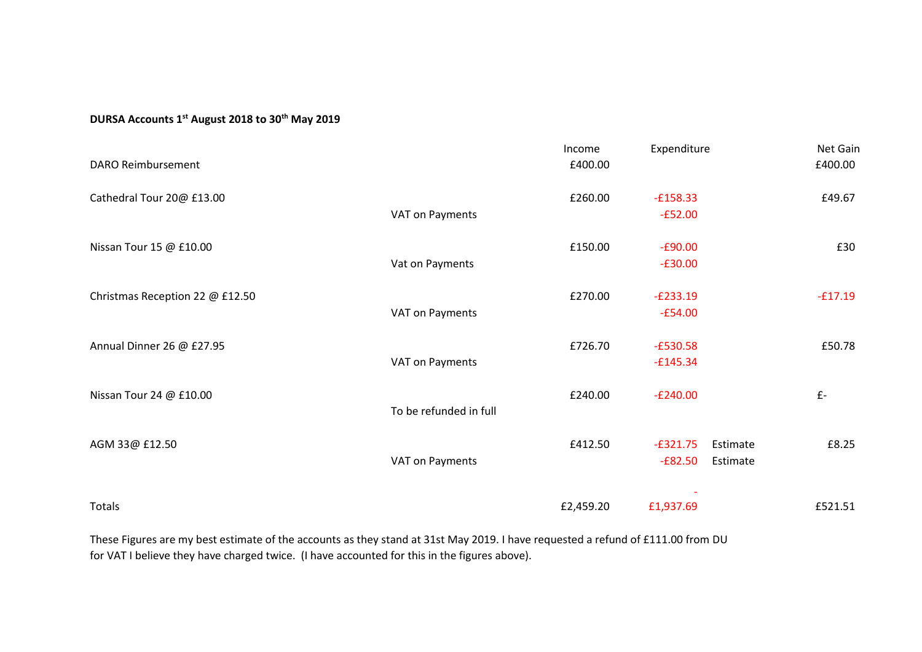**DURSA Accounts 1st August 2018 to 30th May 2019**

| | | Income | Expenditure | | Net Gain |
|---|---|---|---|---|---|
| DARO Reimbursement | | £400.00 | | | £400.00 |
| Cathedral Tour 20@ £13.00 | | £260.00 | -£158.33 | | £49.67 |
| | VAT on Payments | | -£52.00 | | |
| Nissan Tour 15 @ £10.00 | | £150.00 | -£90.00 | | £30 |
| | Vat on Payments | | -£30.00 | | |
| Christmas Reception 22 @ £12.50 | | £270.00 | -£233.19 | | -£17.19 |
| | VAT on Payments | | -£54.00 | | |
| Annual Dinner 26 @ £27.95 | | £726.70 | -£530.58 | | £50.78 |
| | VAT on Payments | | -£145.34 | | |
| Nissan Tour 24 @ £10.00 | | £240.00 | -£240.00 | | £- |
| | To be refunded in full | | | | |
| AGM 33@ £12.50 | | £412.50 | -£321.75 | Estimate | £8.25 |
| | VAT on Payments | | -£82.50 | Estimate | |
| Totals | | £2,459.20 | -£1,937.69 | | £521.51 |

These Figures are my best estimate of the accounts as they stand at 31st May 2019. I have requested a refund of £111.00 from DU for VAT I believe they have charged twice. (I have accounted for this in the figures above).